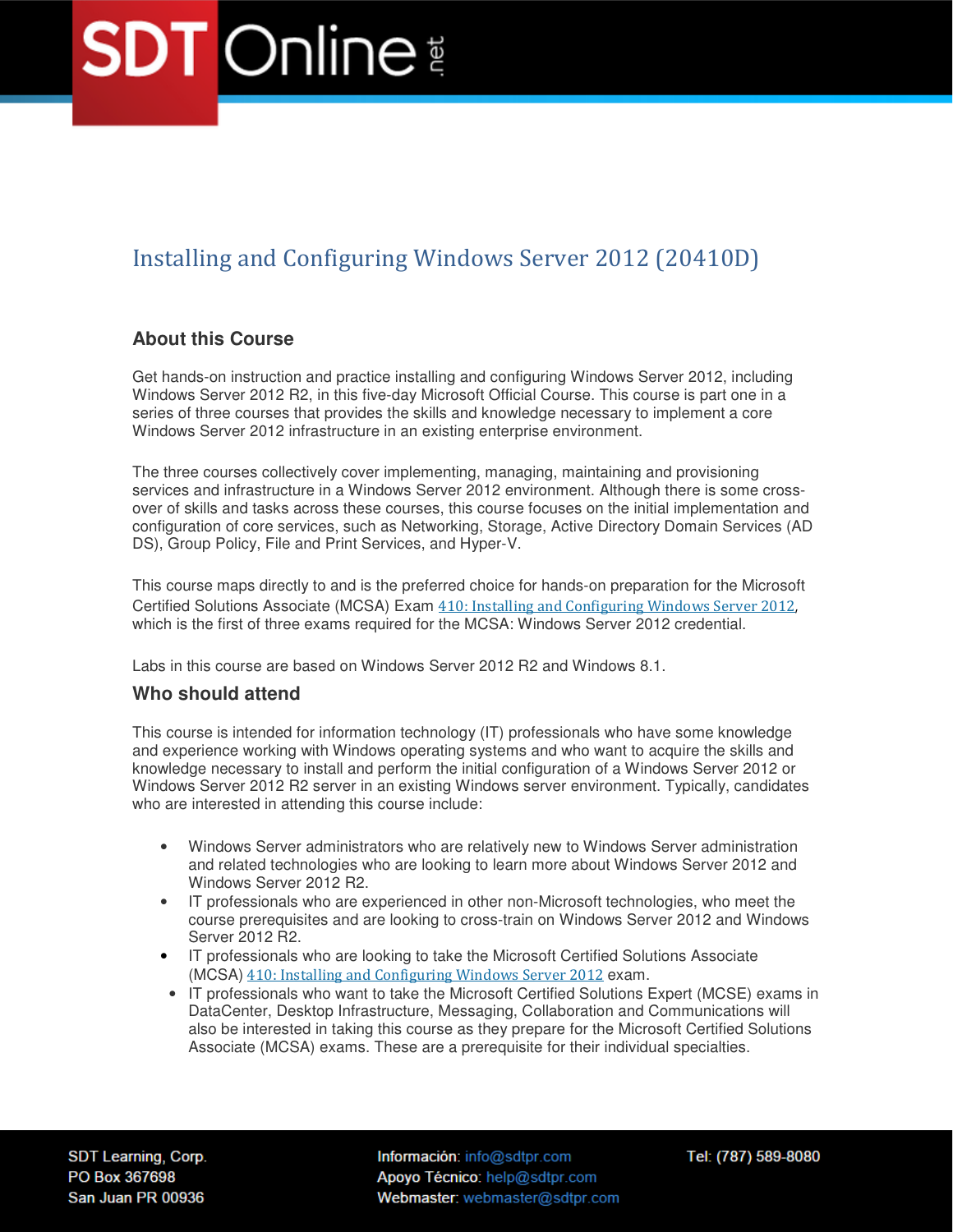# Installing and Configuring Windows Server 2012 (20410D)

## About this Course

Get hands-on instruction and practice installing and configuring Windows Server 2012, including Windows Server 2012 R2, in this five-day Microsoft Official Course. This course is part one in a series of three courses that provides the skills and knowledge necessary to implement a core Windows Server 2012 infrastructure in an existing enterprise environment.

The three courses collectively cover implementing, managing, maintaining and provisioning services and infrastructure in a Windows Server 2012 environment. Although there is some cross-over of skills and tasks across these courses, this course focuses on the initial implementation and configuration of core services, such as Networking, Storage, Active Directory Domain Services (AD DS), Group Policy, File and Print Services, and Hyper-V.

This course maps directly to and is the preferred choice for hands-on preparation for the Microsoft Certified Solutions Associate (MCSA) Exam 410: Installing and Configuring Windows Server 2012, which is the first of three exams required for the MCSA: Windows Server 2012 credential.

Labs in this course are based on Windows Server 2012 R2 and Windows 8.1.

## Who should attend

This course is intended for information technology (IT) professionals who have some knowledge and experience working with Windows operating systems and who want to acquire the skills and knowledge necessary to install and perform the initial configuration of a Windows Server 2012 or Windows Server 2012 R2 server in an existing Windows server environment. Typically, candidates who are interested in attending this course include:

- Windows Server administrators who are relatively new to Windows Server administration and related technologies who are looking to learn more about Windows Server 2012 and Windows Server 2012 R2.
- IT professionals who are experienced in other non-Microsoft technologies, who meet the course prerequisites and are looking to cross-train on Windows Server 2012 and Windows Server 2012 R2.
- IT professionals who are looking to take the Microsoft Certified Solutions Associate (MCSA) 410: Installing and Configuring Windows Server 2012 exam.
- IT professionals who want to take the Microsoft Certified Solutions Expert (MCSE) exams in DataCenter, Desktop Infrastructure, Messaging, Collaboration and Communications will also be interested in taking this course as they prepare for the Microsoft Certified Solutions Associate (MCSA) exams. These are a prerequisite for their individual specialties.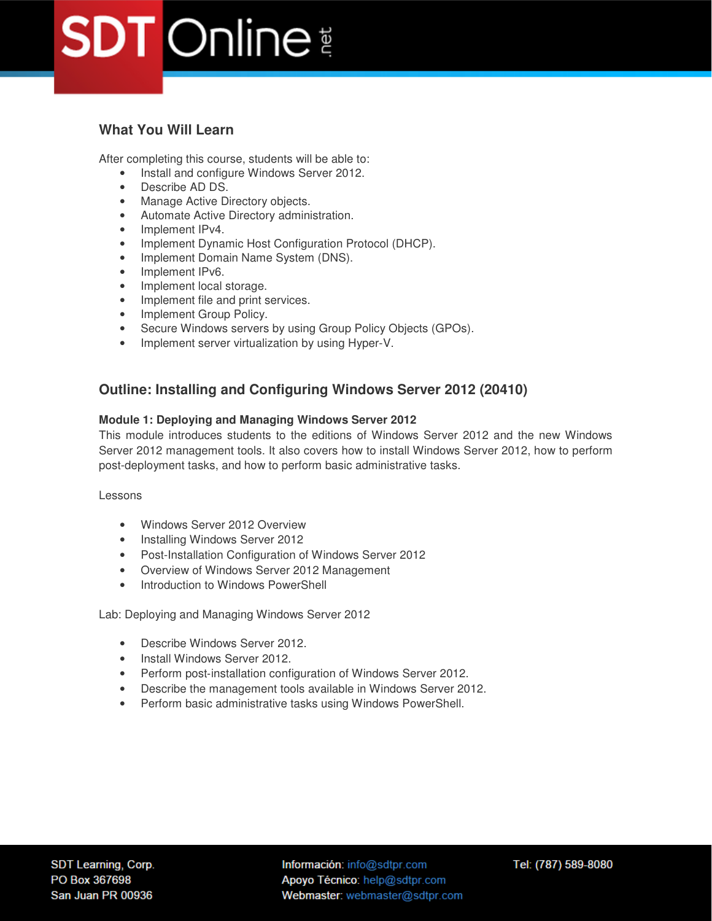## What You Will Learn

After completing this course, students will be able to:

- Install and configure Windows Server 2012.
- Describe AD DS.
- Manage Active Directory objects.
- Automate Active Directory administration.
- Implement IPv4.
- Implement Dynamic Host Configuration Protocol (DHCP).
- Implement Domain Name System (DNS).
- Implement IPv6.
- Implement local storage.
- Implement file and print services.
- Implement Group Policy.
- Secure Windows servers by using Group Policy Objects (GPOs).
- Implement server virtualization by using Hyper-V.

## Outline: Installing and Configuring Windows Server 2012 (20410)

### Module 1: Deploying and Managing Windows Server 2012

This module introduces students to the editions of Windows Server 2012 and the new Windows Server 2012 management tools. It also covers how to install Windows Server 2012, how to perform post-deployment tasks, and how to perform basic administrative tasks.

Lessons

- Windows Server 2012 Overview
- Installing Windows Server 2012
- Post-Installation Configuration of Windows Server 2012
- Overview of Windows Server 2012 Management
- Introduction to Windows PowerShell

Lab: Deploying and Managing Windows Server 2012

- Describe Windows Server 2012.
- Install Windows Server 2012.
- Perform post-installation configuration of Windows Server 2012.
- Describe the management tools available in Windows Server 2012.
- Perform basic administrative tasks using Windows PowerShell.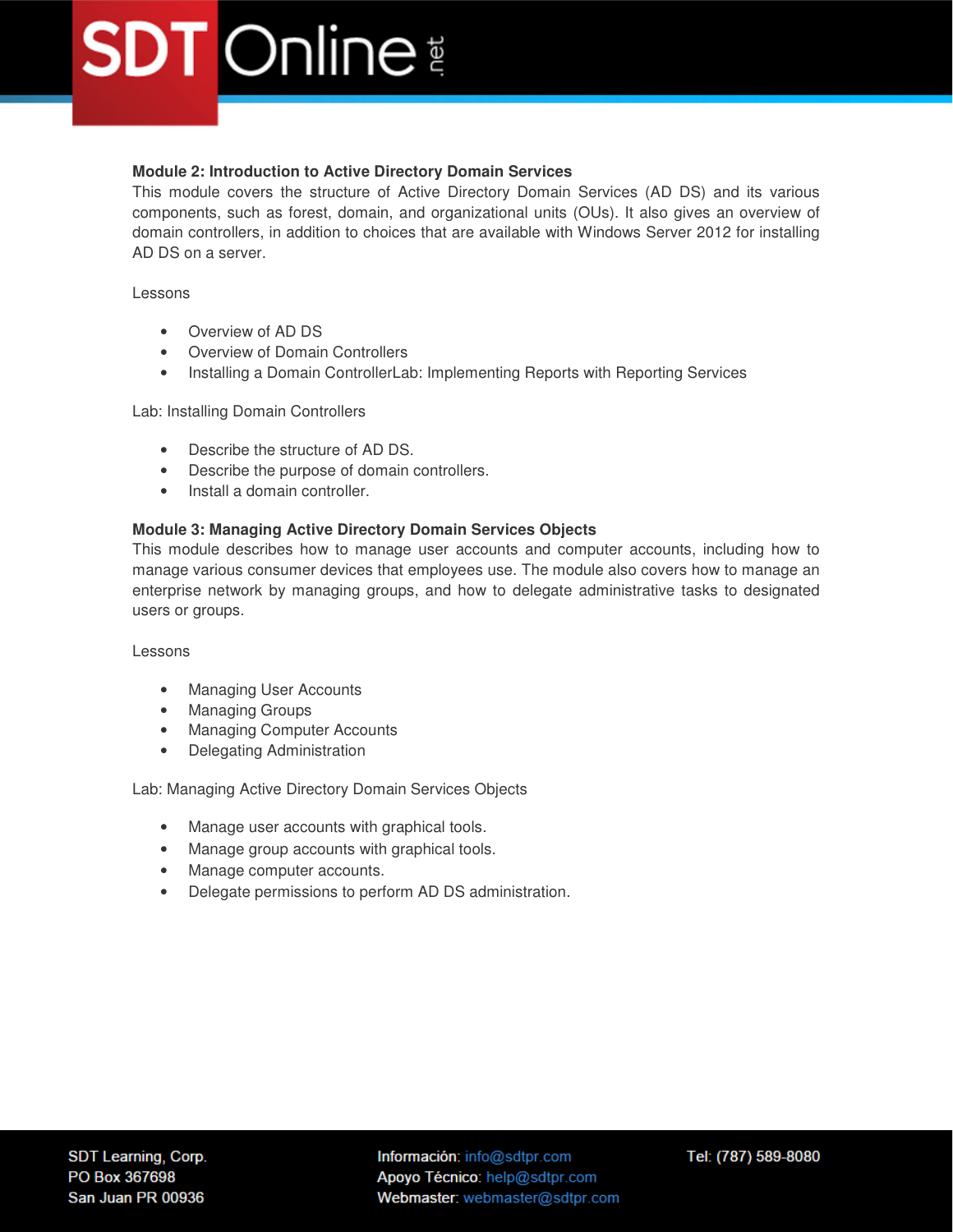**Module 2: Introduction to Active Directory Domain Services**

This module covers the structure of Active Directory Domain Services (AD DS) and its various components, such as forest, domain, and organizational units (OUs). It also gives an overview of domain controllers, in addition to choices that are available with Windows Server 2012 for installing AD DS on a server.

Lessons

- Overview of AD DS
- Overview of Domain Controllers
- Installing a Domain ControllerLab: Implementing Reports with Reporting Services

Lab: Installing Domain Controllers

- Describe the structure of AD DS.
- Describe the purpose of domain controllers.
- Install a domain controller.

**Module 3: Managing Active Directory Domain Services Objects**

This module describes how to manage user accounts and computer accounts, including how to manage various consumer devices that employees use. The module also covers how to manage an enterprise network by managing groups, and how to delegate administrative tasks to designated users or groups.

Lessons

- Managing User Accounts
- Managing Groups
- Managing Computer Accounts
- Delegating Administration

Lab: Managing Active Directory Domain Services Objects

- Manage user accounts with graphical tools.
- Manage group accounts with graphical tools.
- Manage computer accounts.
- Delegate permissions to perform AD DS administration.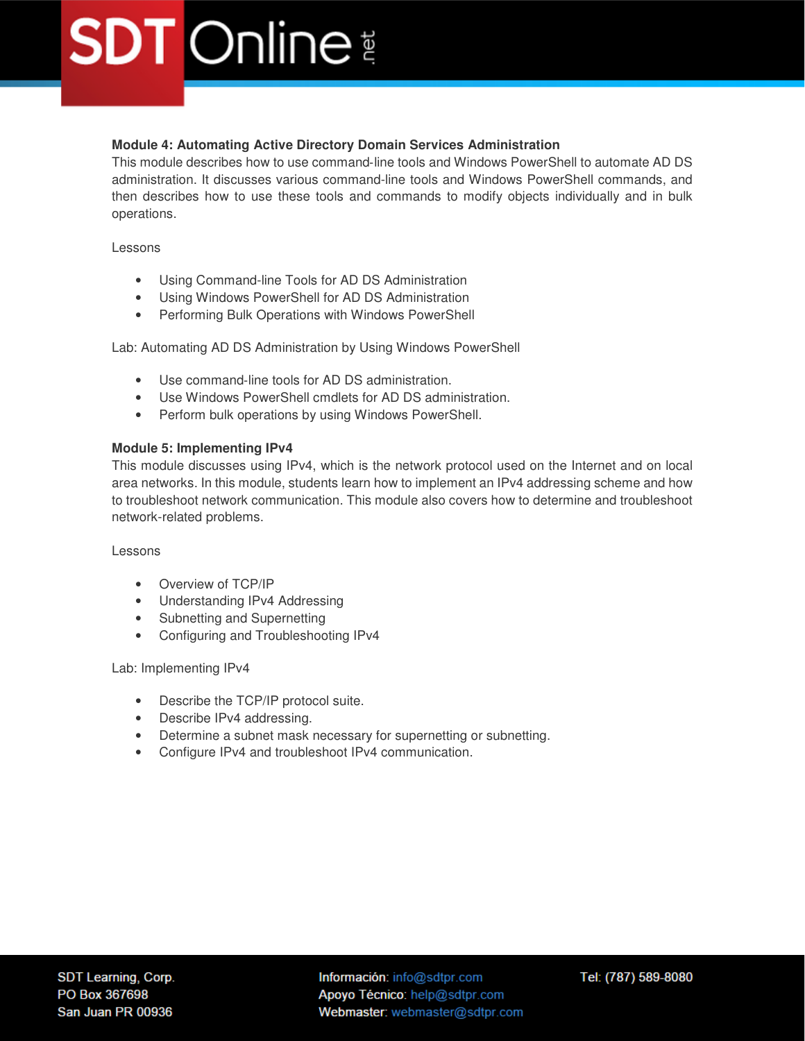**Module 4: Automating Active Directory Domain Services Administration**

This module describes how to use command-line tools and Windows PowerShell to automate AD DS administration. It discusses various command-line tools and Windows PowerShell commands, and then describes how to use these tools and commands to modify objects individually and in bulk operations.

Lessons

- Using Command-line Tools for AD DS Administration
- Using Windows PowerShell for AD DS Administration
- Performing Bulk Operations with Windows PowerShell

Lab: Automating AD DS Administration by Using Windows PowerShell

- Use command-line tools for AD DS administration.
- Use Windows PowerShell cmdlets for AD DS administration.
- Perform bulk operations by using Windows PowerShell.

**Module 5: Implementing IPv4**

This module discusses using IPv4, which is the network protocol used on the Internet and on local area networks. In this module, students learn how to implement an IPv4 addressing scheme and how to troubleshoot network communication. This module also covers how to determine and troubleshoot network-related problems.

Lessons

- Overview of TCP/IP
- Understanding IPv4 Addressing
- Subnetting and Supernetting
- Configuring and Troubleshooting IPv4

Lab: Implementing IPv4

- Describe the TCP/IP protocol suite.
- Describe IPv4 addressing.
- Determine a subnet mask necessary for supernetting or subnetting.
- Configure IPv4 and troubleshoot IPv4 communication.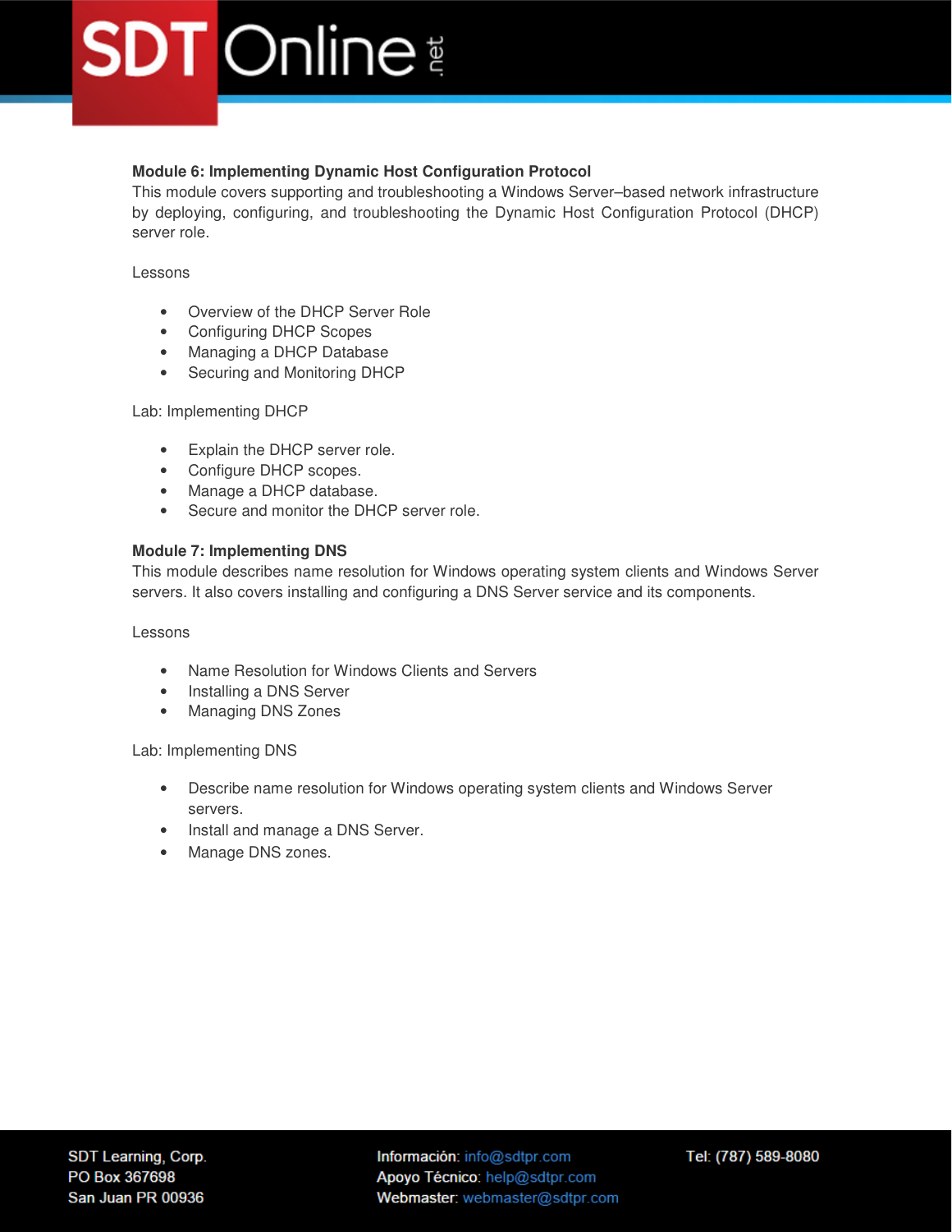**Module 6: Implementing Dynamic Host Configuration Protocol**

This module covers supporting and troubleshooting a Windows Server–based network infrastructure by deploying, configuring, and troubleshooting the Dynamic Host Configuration Protocol (DHCP) server role.

Lessons

- Overview of the DHCP Server Role
- Configuring DHCP Scopes
- Managing a DHCP Database
- Securing and Monitoring DHCP

Lab: Implementing DHCP

- Explain the DHCP server role.
- Configure DHCP scopes.
- Manage a DHCP database.
- Secure and monitor the DHCP server role.

**Module 7: Implementing DNS**

This module describes name resolution for Windows operating system clients and Windows Server servers. It also covers installing and configuring a DNS Server service and its components.

Lessons

- Name Resolution for Windows Clients and Servers
- Installing a DNS Server
- Managing DNS Zones

Lab: Implementing DNS

- Describe name resolution for Windows operating system clients and Windows Server servers.
- Install and manage a DNS Server.
- Manage DNS zones.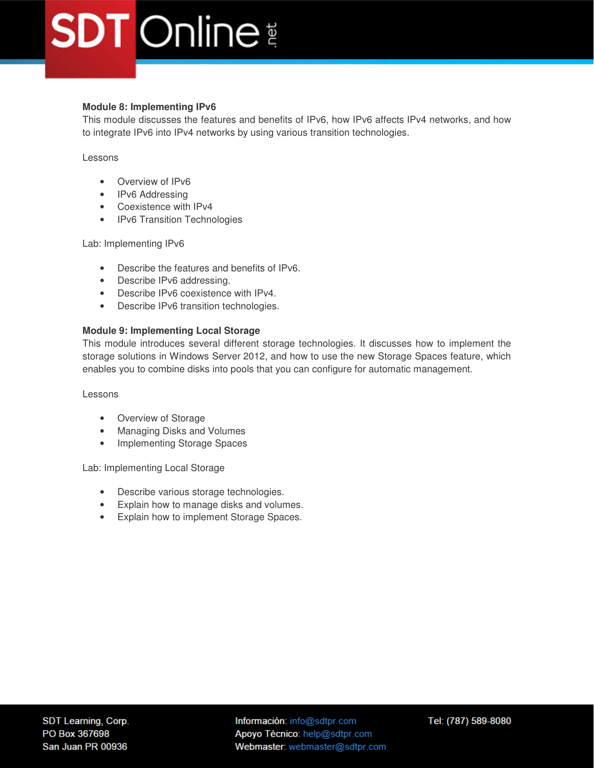**Module 8: Implementing IPv6**

This module discusses the features and benefits of IPv6, how IPv6 affects IPv4 networks, and how to integrate IPv6 into IPv4 networks by using various transition technologies.

Lessons

- Overview of IPv6
- IPv6 Addressing
- Coexistence with IPv4
- IPv6 Transition Technologies

Lab: Implementing IPv6

- Describe the features and benefits of IPv6.
- Describe IPv6 addressing.
- Describe IPv6 coexistence with IPv4.
- Describe IPv6 transition technologies.

**Module 9: Implementing Local Storage**

This module introduces several different storage technologies. It discusses how to implement the storage solutions in Windows Server 2012, and how to use the new Storage Spaces feature, which enables you to combine disks into pools that you can configure for automatic management.

Lessons

- Overview of Storage
- Managing Disks and Volumes
- Implementing Storage Spaces

Lab: Implementing Local Storage

- Describe various storage technologies.
- Explain how to manage disks and volumes.
- Explain how to implement Storage Spaces.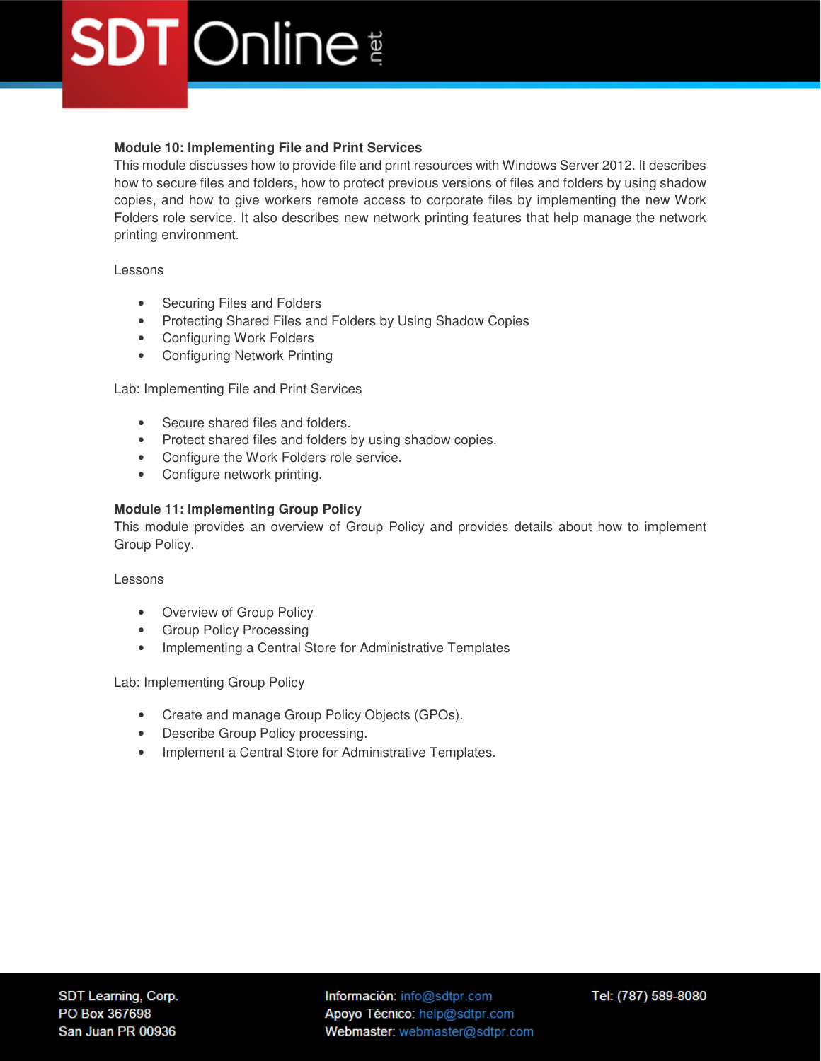**Module 10: Implementing File and Print Services**

This module discusses how to provide file and print resources with Windows Server 2012. It describes how to secure files and folders, how to protect previous versions of files and folders by using shadow copies, and how to give workers remote access to corporate files by implementing the new Work Folders role service. It also describes new network printing features that help manage the network printing environment.

Lessons

- Securing Files and Folders
- Protecting Shared Files and Folders by Using Shadow Copies
- Configuring Work Folders
- Configuring Network Printing

Lab: Implementing File and Print Services

- Secure shared files and folders.
- Protect shared files and folders by using shadow copies.
- Configure the Work Folders role service.
- Configure network printing.

**Module 11: Implementing Group Policy**

This module provides an overview of Group Policy and provides details about how to implement Group Policy.

Lessons

- Overview of Group Policy
- Group Policy Processing
- Implementing a Central Store for Administrative Templates

Lab: Implementing Group Policy

- Create and manage Group Policy Objects (GPOs).
- Describe Group Policy processing.
- Implement a Central Store for Administrative Templates.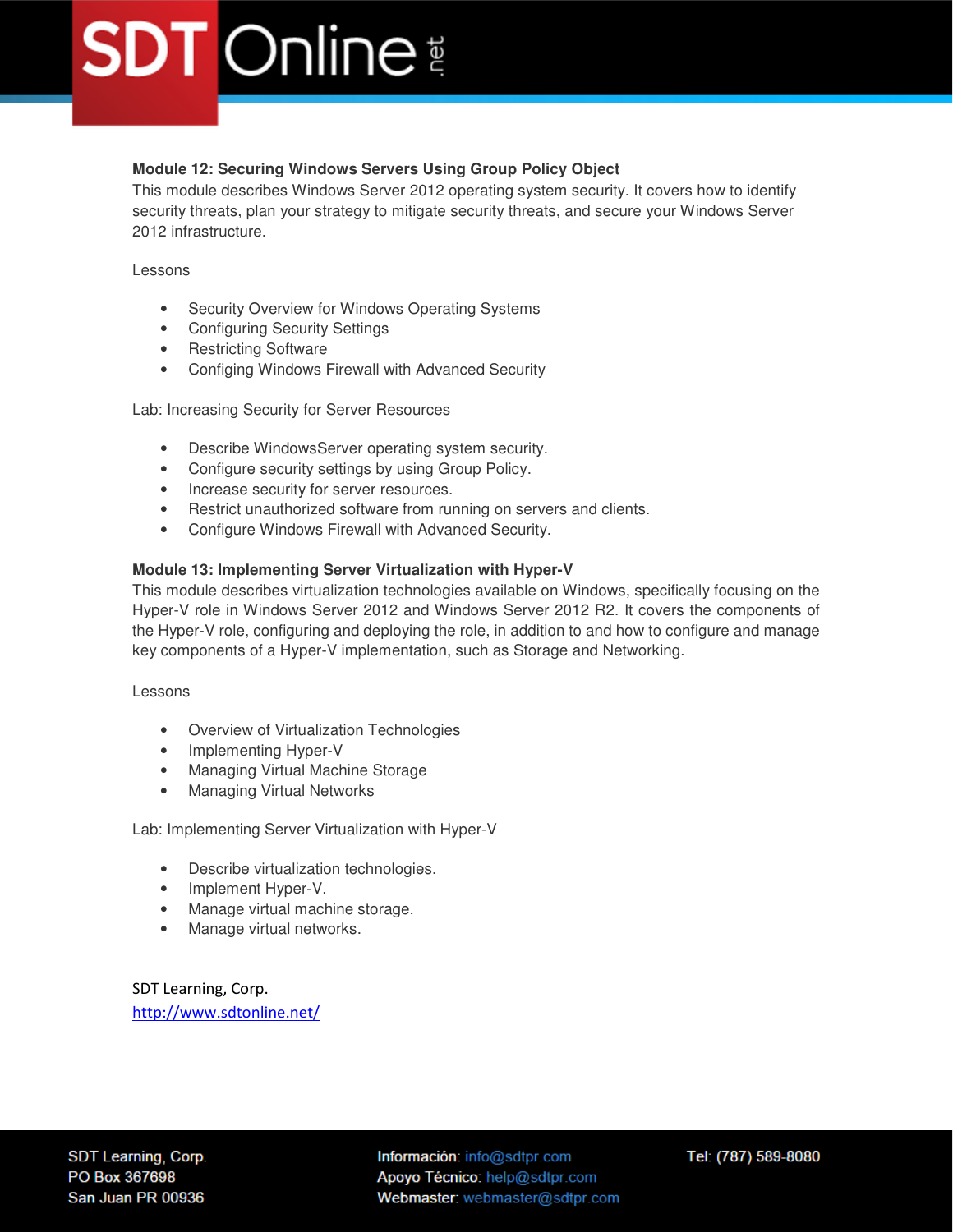**Module 12: Securing Windows Servers Using Group Policy Object**

This module describes Windows Server 2012 operating system security. It covers how to identify security threats, plan your strategy to mitigate security threats, and secure your Windows Server 2012 infrastructure.

Lessons

- Security Overview for Windows Operating Systems
- Configuring Security Settings
- Restricting Software
- Configing Windows Firewall with Advanced Security

Lab: Increasing Security for Server Resources

- Describe WindowsServer operating system security.
- Configure security settings by using Group Policy.
- Increase security for server resources.
- Restrict unauthorized software from running on servers and clients.
- Configure Windows Firewall with Advanced Security.

**Module 13: Implementing Server Virtualization with Hyper-V**

This module describes virtualization technologies available on Windows, specifically focusing on the Hyper-V role in Windows Server 2012 and Windows Server 2012 R2. It covers the components of the Hyper-V role, configuring and deploying the role, in addition to and how to configure and manage key components of a Hyper-V implementation, such as Storage and Networking.

Lessons

- Overview of Virtualization Technologies
- Implementing Hyper-V
- Managing Virtual Machine Storage
- Managing Virtual Networks

Lab: Implementing Server Virtualization with Hyper-V

- Describe virtualization technologies.
- Implement Hyper-V.
- Manage virtual machine storage.
- Manage virtual networks.

SDT Learning, Corp.
http://www.sdtonline.net/